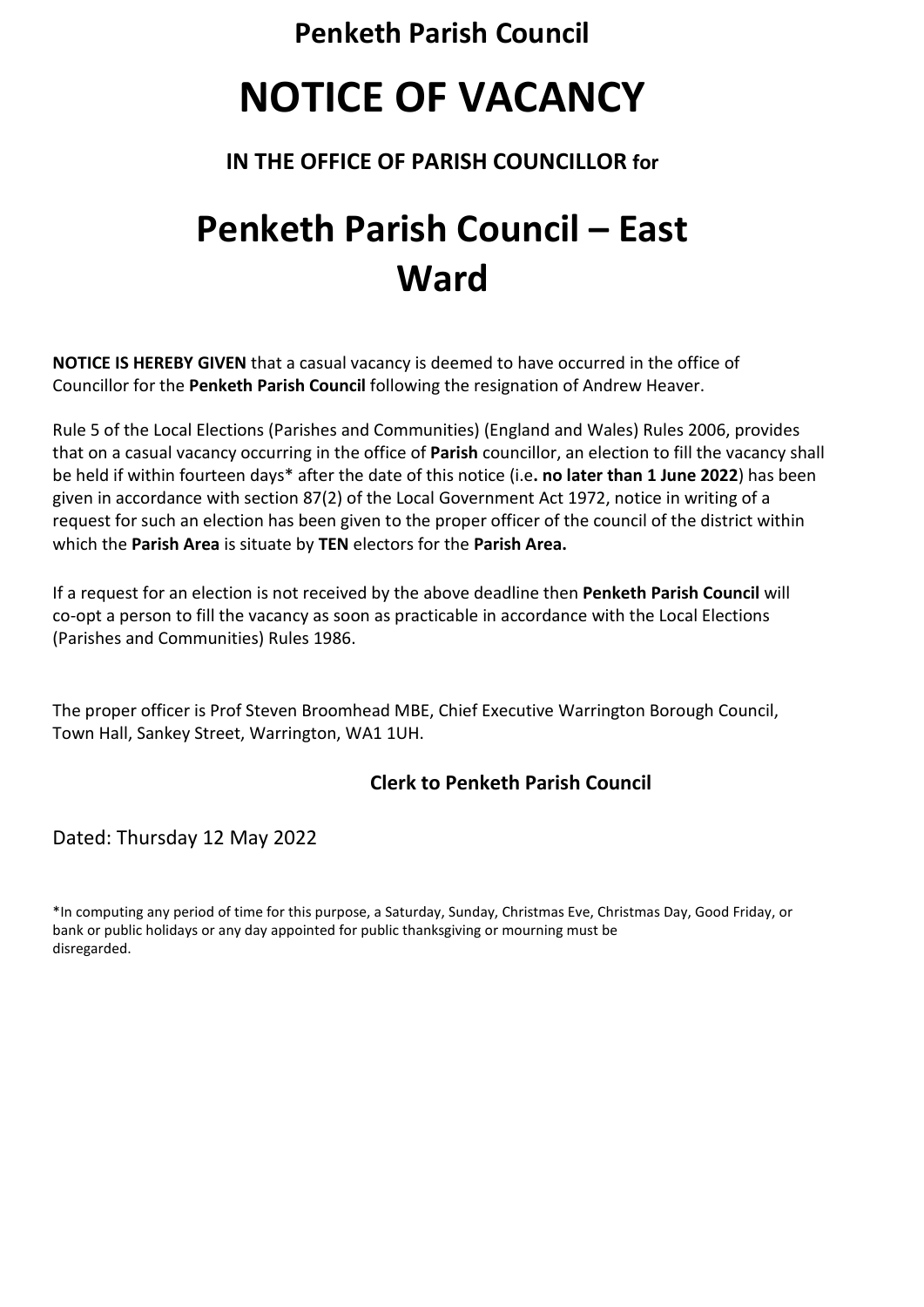**Penketh Parish Council**

# NOTICE OF VACANCY

**IN THE OFFICE OF PARISH COUNCILLOR for**

# Penketh Parish Council – East Ward

**NOTICE IS HEREBY GIVEN** that a casual vacancy is deemed to have occurred in the office of Councillor for the **Penketh Parish Council** following the resignation of Andrew Heaver.

Rule 5 of the Local Elections (Parishes and Communities) (England and Wales) Rules 2006, provides that on a casual vacancy occurring in the office of **Parish** councillor, an election to fill the vacancy shall be held if within fourteen days* after the date of this notice (i.e**. no later than 1 June 2022**) has been given in accordance with section 87(2) of the Local Government Act 1972, notice in writing of a request for such an election has been given to the proper officer of the council of the district within which the **Parish Area** is situate by **TEN** electors for the **Parish Area.**

If a request for an election is not received by the above deadline then **Penketh Parish Council** will co-opt a person to fill the vacancy as soon as practicable in accordance with the Local Elections (Parishes and Communities) Rules 1986.

The proper officer is Prof Steven Broomhead MBE, Chief Executive Warrington Borough Council, Town Hall, Sankey Street, Warrington, WA1 1UH.

**Clerk to Penketh Parish Council**

Dated: Thursday 12 May 2022

*In computing any period of time for this purpose, a Saturday, Sunday, Christmas Eve, Christmas Day, Good Friday, or bank or public holidays or any day appointed for public thanksgiving or mourning must be disregarded.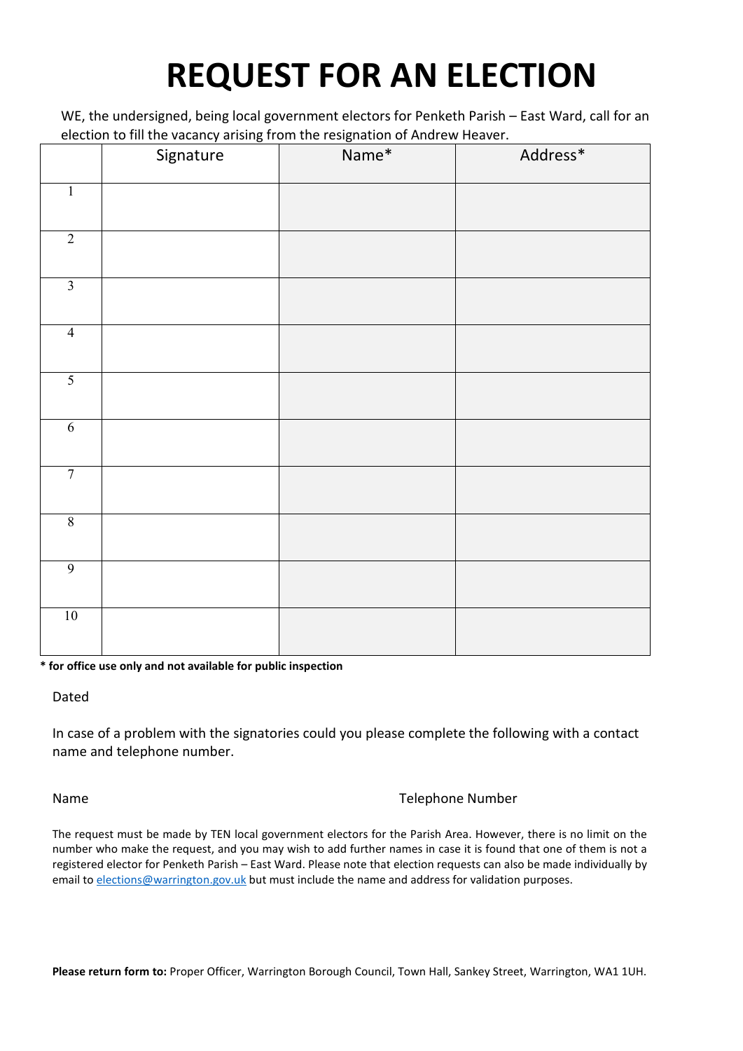# REQUEST FOR AN ELECTION

WE, the undersigned, being local government electors for Penketh Parish – East Ward, call for an election to fill the vacancy arising from the resignation of Andrew Heaver.

| | Signature | Name* | Address* |
|---|---|---|---|
| 1 | | | |
| 2 | | | |
| 3 | | | |
| 4 | | | |
| 5 | | | |
| 6 | | | |
| 7 | | | |
| 8 | | | |
| 9 | | | |
| 10 | | | |

**\* for office use only and not available for public inspection**

Dated

In case of a problem with the signatories could you please complete the following with a contact name and telephone number.

Name

Telephone Number

The request must be made by TEN local government electors for the Parish Area. However, there is no limit on the number who make the request, and you may wish to add further names in case it is found that one of them is not a registered elector for Penketh Parish – East Ward. Please note that election requests can also be made individually by email to elections@warrington.gov.uk but must include the name and address for validation purposes.

**Please return form to:** Proper Officer, Warrington Borough Council, Town Hall, Sankey Street, Warrington, WA1 1UH.